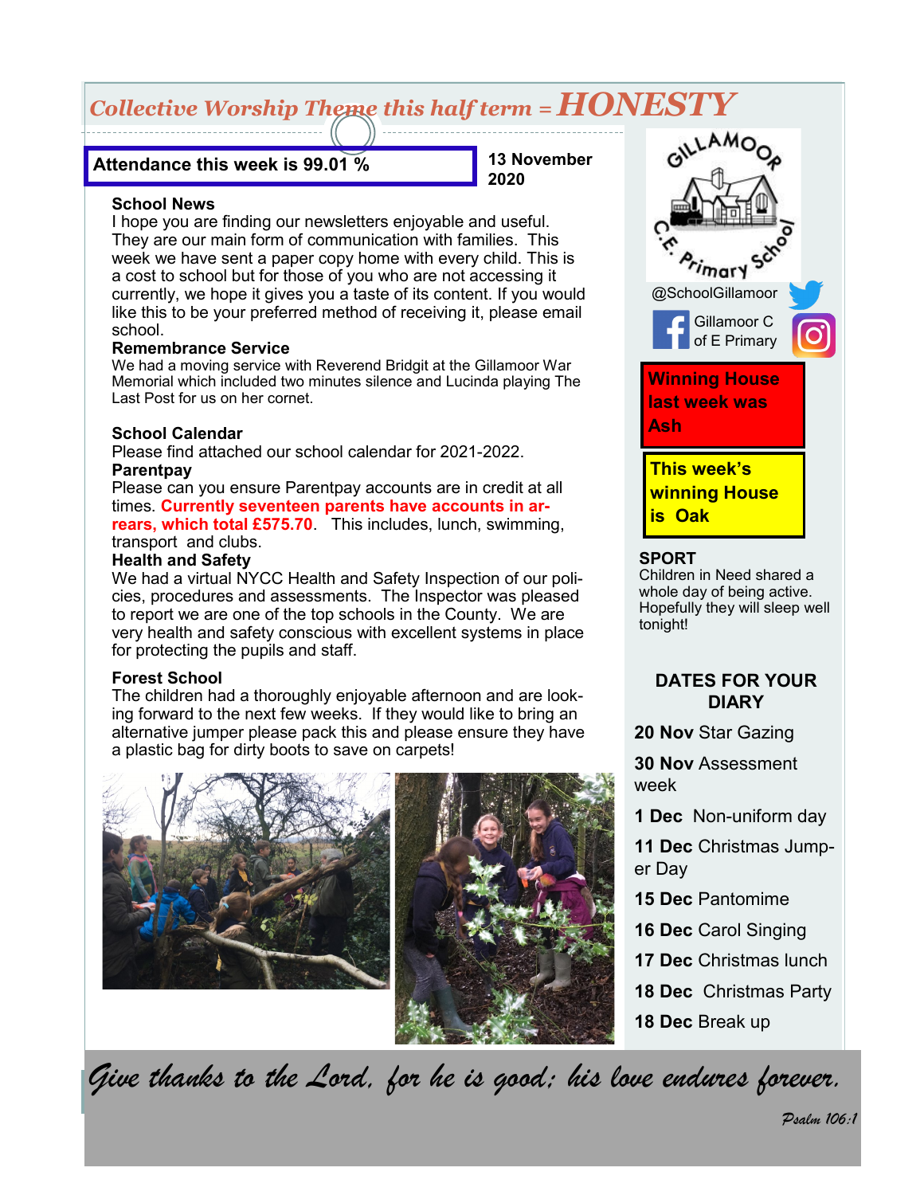# *Collective Worship Theme this half term = HONESTY*

**Attendance this week is 99.01 %**

**13 November 2020**

### School News

I hope you are finding our newsletters enjoyable and useful. They are our main form of communication with families. This week we have sent a paper copy home with every child. This is a cost to school but for those of you who are not accessing it currently, we hope it gives you a taste of its content. If you would like this to be your preferred method of receiving it, please email school.

### Remembrance Service

We had a moving service with Reverend Bridgit at the Gillamoor War Memorial which included two minutes silence and Lucinda playing The Last Post for us on her cornet.

### School Calendar

Please find attached our school calendar for 2021-2022.

### Parentpay

Please can you ensure Parentpay accounts are in credit at all times. **Currently seventeen parents have accounts in arrears, which total £575.70**. This includes, lunch, swimming, transport and clubs.

### Health and Safety

We had a virtual NYCC Health and Safety Inspection of our policies, procedures and assessments. The Inspector was pleased to report we are one of the top schools in the County. We are very health and safety conscious with excellent systems in place for protecting the pupils and staff.

### Forest School

The children had a thoroughly enjoyable afternoon and are looking forward to the next few weeks. If they would like to bring an alternative jumper please pack this and please ensure they have a plastic bag for dirty boots to save on carpets!

Gillamoor C.E. Primary School

@SchoolGillamoor

Gillamoor C of E Primary

**Winning House last week was Ash**

**This week's winning House is Oak**

### SPORT

Children in Need shared a whole day of being active. Hopefully they will sleep well tonight!

### DATES FOR YOUR DIARY

**20 Nov** Star Gazing

**30 Nov** Assessment week

**1 Dec** Non-uniform day

**11 Dec** Christmas Jumper Day

**15 Dec** Pantomime

**16 Dec** Carol Singing

**17 Dec** Christmas lunch

**18 Dec** Christmas Party

**18 Dec** Break up

*Give thanks to the Lord, for he is good; his love endures forever.*

*Psalm 106:1*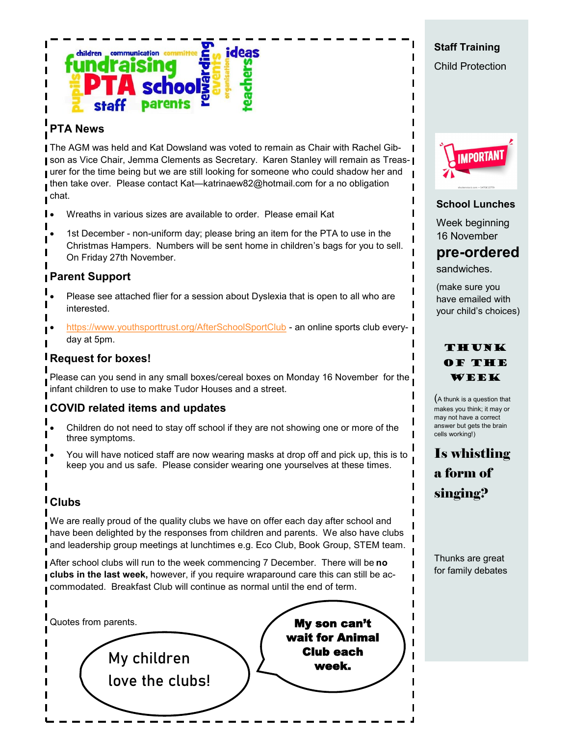## PTA News

The AGM was held and Kat Dowsland was voted to remain as Chair with Rachel Gibson as Vice Chair, Jemma Clements as Secretary. Karen Stanley will remain as Treasurer for the time being but we are still looking for someone who could shadow her and then take over. Please contact Kat—katrinaew82@hotmail.com for a no obligation chat.

- Wreaths in various sizes are available to order. Please email Kat
- 1st December - non-uniform day; please bring an item for the PTA to use in the Christmas Hampers. Numbers will be sent home in children's bags for you to sell. On Friday 27th November.

## Parent Support

- Please see attached flier for a session about Dyslexia that is open to all who are interested.
- https://www.youthsporttrust.org/AfterSchoolSportClub - an online sports club everyday at 5pm.

## Request for boxes!

Please can you send in any small boxes/cereal boxes on Monday 16 November for the infant children to use to make Tudor Houses and a street.

## COVID related items and updates

- Children do not need to stay off school if they are not showing one or more of the three symptoms.
- You will have noticed staff are now wearing masks at drop off and pick up, this is to keep you and us safe. Please consider wearing one yourselves at these times.

## Clubs

We are really proud of the quality clubs we have on offer each day after school and have been delighted by the responses from children and parents. We also have clubs and leadership group meetings at lunchtimes e.g. Eco Club, Book Group, STEM team.

After school clubs will run to the week commencing 7 December. There will be **no clubs in the last week,** however, if you require wraparound care this can still be accommodated. Breakfast Club will continue as normal until the end of term.

Quotes from parents.

My children love the clubs!

**My son can't wait for Animal Club each week.**

### Staff Training

Child Protection

### School Lunches

Week beginning 16 November

**pre-ordered**

sandwiches.

(make sure you have emailed with your child's choices)

### THUNK OF THE WEEK

(A thunk is a question that makes you think; it may or may not have a correct answer but gets the brain cells working!)

**Is whistling a form of singing?**

Thunks are great for family debates